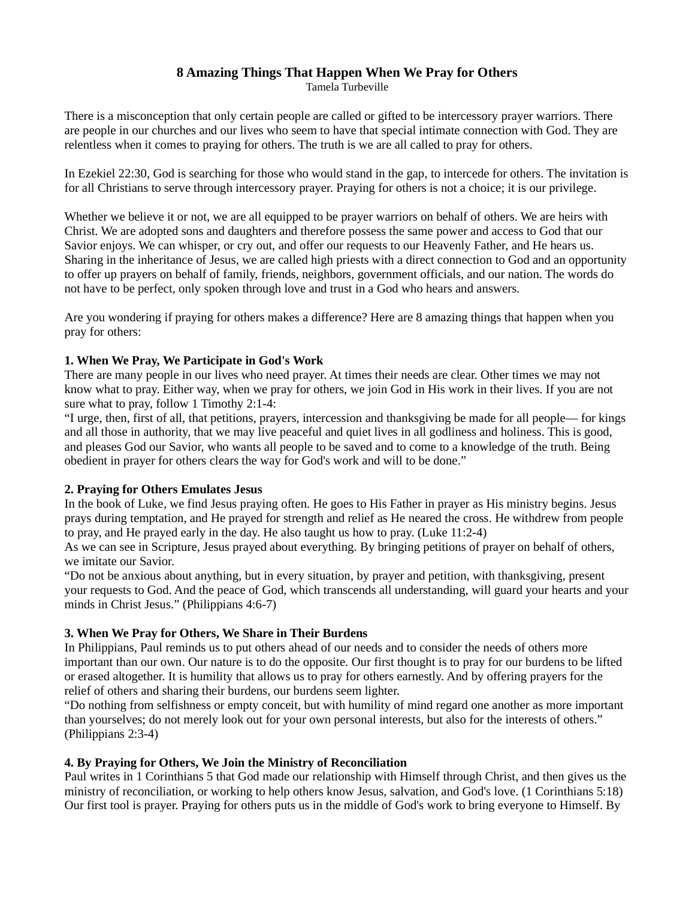# 8 Amazing Things That Happen When We Pray for Others

Tamela Turbeville

There is a misconception that only certain people are called or gifted to be intercessory prayer warriors. There are people in our churches and our lives who seem to have that special intimate connection with God. They are relentless when it comes to praying for others. The truth is we are all called to pray for others.

In Ezekiel 22:30, God is searching for those who would stand in the gap, to intercede for others. The invitation is for all Christians to serve through intercessory prayer. Praying for others is not a choice; it is our privilege.

Whether we believe it or not, we are all equipped to be prayer warriors on behalf of others. We are heirs with Christ. We are adopted sons and daughters and therefore possess the same power and access to God that our Savior enjoys. We can whisper, or cry out, and offer our requests to our Heavenly Father, and He hears us. Sharing in the inheritance of Jesus, we are called high priests with a direct connection to God and an opportunity to offer up prayers on behalf of family, friends, neighbors, government officials, and our nation. The words do not have to be perfect, only spoken through love and trust in a God who hears and answers.

Are you wondering if praying for others makes a difference? Here are 8 amazing things that happen when you pray for others:

**1. When We Pray, We Participate in God's Work**

There are many people in our lives who need prayer. At times their needs are clear. Other times we may not know what to pray. Either way, when we pray for others, we join God in His work in their lives. If you are not sure what to pray, follow 1 Timothy 2:1-4:

"I urge, then, first of all, that petitions, prayers, intercession and thanksgiving be made for all people— for kings and all those in authority, that we may live peaceful and quiet lives in all godliness and holiness. This is good, and pleases God our Savior, who wants all people to be saved and to come to a knowledge of the truth. Being obedient in prayer for others clears the way for God's work and will to be done."

**2. Praying for Others Emulates Jesus**

In the book of Luke, we find Jesus praying often. He goes to His Father in prayer as His ministry begins. Jesus prays during temptation, and He prayed for strength and relief as He neared the cross. He withdrew from people to pray, and He prayed early in the day. He also taught us how to pray. (Luke 11:2-4)

As we can see in Scripture, Jesus prayed about everything. By bringing petitions of prayer on behalf of others, we imitate our Savior.

"Do not be anxious about anything, but in every situation, by prayer and petition, with thanksgiving, present your requests to God. And the peace of God, which transcends all understanding, will guard your hearts and your minds in Christ Jesus." (Philippians 4:6-7)

**3. When We Pray for Others, We Share in Their Burdens**

In Philippians, Paul reminds us to put others ahead of our needs and to consider the needs of others more important than our own. Our nature is to do the opposite. Our first thought is to pray for our burdens to be lifted or erased altogether. It is humility that allows us to pray for others earnestly. And by offering prayers for the relief of others and sharing their burdens, our burdens seem lighter.

"Do nothing from selfishness or empty conceit, but with humility of mind regard one another as more important than yourselves; do not merely look out for your own personal interests, but also for the interests of others." (Philippians 2:3-4)

**4. By Praying for Others, We Join the Ministry of Reconciliation**

Paul writes in 1 Corinthians 5 that God made our relationship with Himself through Christ, and then gives us the ministry of reconciliation, or working to help others know Jesus, salvation, and God's love. (1 Corinthians 5:18) Our first tool is prayer. Praying for others puts us in the middle of God's work to bring everyone to Himself. By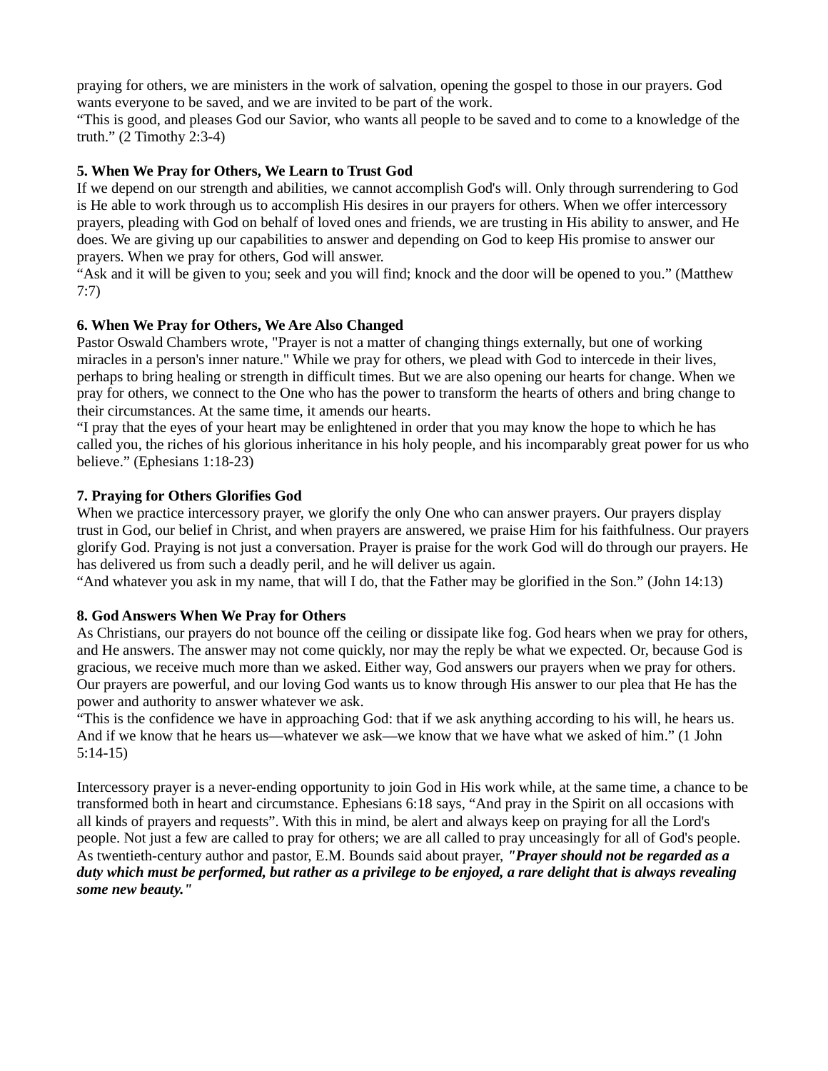praying for others, we are ministers in the work of salvation, opening the gospel to those in our prayers. God wants everyone to be saved, and we are invited to be part of the work.
“This is good, and pleases God our Savior, who wants all people to be saved and to come to a knowledge of the truth.” (2 Timothy 2:3-4)

**5. When We Pray for Others, We Learn to Trust God**

If we depend on our strength and abilities, we cannot accomplish God's will. Only through surrendering to God is He able to work through us to accomplish His desires in our prayers for others. When we offer intercessory prayers, pleading with God on behalf of loved ones and friends, we are trusting in His ability to answer, and He does. We are giving up our capabilities to answer and depending on God to keep His promise to answer our prayers. When we pray for others, God will answer.
“Ask and it will be given to you; seek and you will find; knock and the door will be opened to you.” (Matthew 7:7)

**6. When We Pray for Others, We Are Also Changed**

Pastor Oswald Chambers wrote, "Prayer is not a matter of changing things externally, but one of working miracles in a person's inner nature." While we pray for others, we plead with God to intercede in their lives, perhaps to bring healing or strength in difficult times. But we are also opening our hearts for change. When we pray for others, we connect to the One who has the power to transform the hearts of others and bring change to their circumstances. At the same time, it amends our hearts.
“I pray that the eyes of your heart may be enlightened in order that you may know the hope to which he has called you, the riches of his glorious inheritance in his holy people, and his incomparably great power for us who believe.” (Ephesians 1:18-23)

**7. Praying for Others Glorifies God**

When we practice intercessory prayer, we glorify the only One who can answer prayers. Our prayers display trust in God, our belief in Christ, and when prayers are answered, we praise Him for his faithfulness. Our prayers glorify God. Praying is not just a conversation. Prayer is praise for the work God will do through our prayers. He has delivered us from such a deadly peril, and he will deliver us again.
“And whatever you ask in my name, that will I do, that the Father may be glorified in the Son.” (John 14:13)

**8. God Answers When We Pray for Others**

As Christians, our prayers do not bounce off the ceiling or dissipate like fog. God hears when we pray for others, and He answers. The answer may not come quickly, nor may the reply be what we expected. Or, because God is gracious, we receive much more than we asked. Either way, God answers our prayers when we pray for others. Our prayers are powerful, and our loving God wants us to know through His answer to our plea that He has the power and authority to answer whatever we ask.
“This is the confidence we have in approaching God: that if we ask anything according to his will, he hears us. And if we know that he hears us—whatever we ask—we know that we have what we asked of him.” (1 John 5:14-15)

Intercessory prayer is a never-ending opportunity to join God in His work while, at the same time, a chance to be transformed both in heart and circumstance. Ephesians 6:18 says, “And pray in the Spirit on all occasions with all kinds of prayers and requests”. With this in mind, be alert and always keep on praying for all the Lord's people. Not just a few are called to pray for others; we are all called to pray unceasingly for all of God's people. As twentieth-century author and pastor, E.M. Bounds said about prayer, ***"Prayer should not be regarded as a duty which must be performed, but rather as a privilege to be enjoyed, a rare delight that is always revealing some new beauty."***